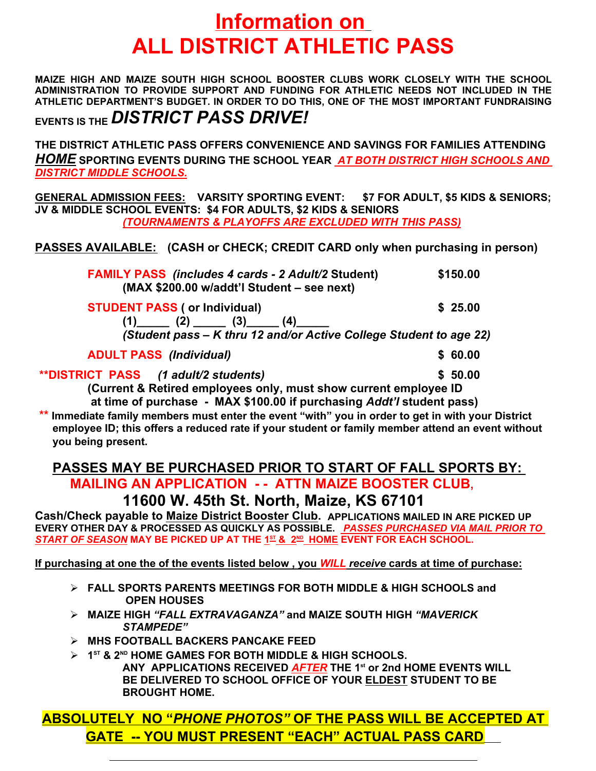# Information on
# ALL DISTRICT ATHLETIC PASS

**MAIZE HIGH AND MAIZE SOUTH HIGH SCHOOL BOOSTER CLUBS WORK CLOSELY WITH THE SCHOOL ADMINISTRATION TO PROVIDE SUPPORT AND FUNDING FOR ATHLETIC NEEDS NOT INCLUDED IN THE ATHLETIC DEPARTMENT'S BUDGET. IN ORDER TO DO THIS, ONE OF THE MOST IMPORTANT FUNDRAISING EVENTS IS THE *DISTRICT PASS DRIVE!***

**THE DISTRICT ATHLETIC PASS OFFERS CONVENIENCE AND SAVINGS FOR FAMILIES ATTENDING *HOME* SPORTING EVENTS DURING THE SCHOOL YEAR *AT BOTH DISTRICT HIGH SCHOOLS AND DISTRICT MIDDLE SCHOOLS.***

**GENERAL ADMISSION FEES: VARSITY SPORTING EVENT: $7 FOR ADULT, $5 KIDS & SENIORS; JV & MIDDLE SCHOOL EVENTS: $4 FOR ADULTS, $2 KIDS & SENIORS**
***(TOURNAMENTS & PLAYOFFS ARE EXCLUDED WITH THIS PASS)***

**PASSES AVAILABLE: (CASH or CHECK; CREDIT CARD only when purchasing in person)**

**FAMILY PASS** ***(includes 4 cards - 2 Adult/2 Student)*** **$150.00**
**(MAX $200.00 w/addt'l Student – see next)**

**STUDENT PASS ( or Individual)** **$ 25.00**
**(1)_____ (2) _____ (3)_____ (4)_____**
***(Student pass – K thru 12 and/or Active College Student to age 22)***

**ADULT PASS** ***(Individual)*** **$ 60.00**

****DISTRICT PASS** ***(1 adult/2 students)*** **$ 50.00**
**(Current & Retired employees only, must show current employee ID at time of purchase - MAX $100.00 if purchasing *Addt'l* student pass)**

**** Immediate family members must enter the event "with" you in order to get in with your District employee ID; this offers a reduced rate if your student or family member attend an event without you being present.**

## PASSES MAY BE PURCHASED PRIOR TO START OF FALL SPORTS BY:

### MAILING AN APPLICATION - - ATTN MAIZE BOOSTER CLUB,

### 11600 W. 45th St. North, Maize, KS 67101

**Cash/Check payable to Maize District Booster Club. APPLICATIONS MAILED IN ARE PICKED UP EVERY OTHER DAY & PROCESSED AS QUICKLY AS POSSIBLE. *PASSES PURCHASED VIA MAIL PRIOR TO START OF SEASON* MAY BE PICKED UP AT THE 1ST & 2ND HOME EVENT FOR EACH SCHOOL.**

**If purchasing at one the of the events listed below , you *WILL receive* cards at time of purchase:**

- **FALL SPORTS PARENTS MEETINGS FOR BOTH MIDDLE & HIGH SCHOOLS and OPEN HOUSES**
- **MAIZE HIGH *"FALL EXTRAVAGANZA"* and MAIZE SOUTH HIGH *"MAVERICK STAMPEDE"***
- **MHS FOOTBALL BACKERS PANCAKE FEED**
- **1ST & 2ND HOME GAMES FOR BOTH MIDDLE & HIGH SCHOOLS.**
  **ANY APPLICATIONS RECEIVED *AFTER* THE 1st or 2nd HOME EVENTS WILL BE DELIVERED TO SCHOOL OFFICE OF YOUR ELDEST STUDENT TO BE BROUGHT HOME.**

**ABSOLUTELY NO "*PHONE PHOTOS"* OF THE PASS WILL BE ACCEPTED AT GATE -- YOU MUST PRESENT "EACH" ACTUAL PASS CARD**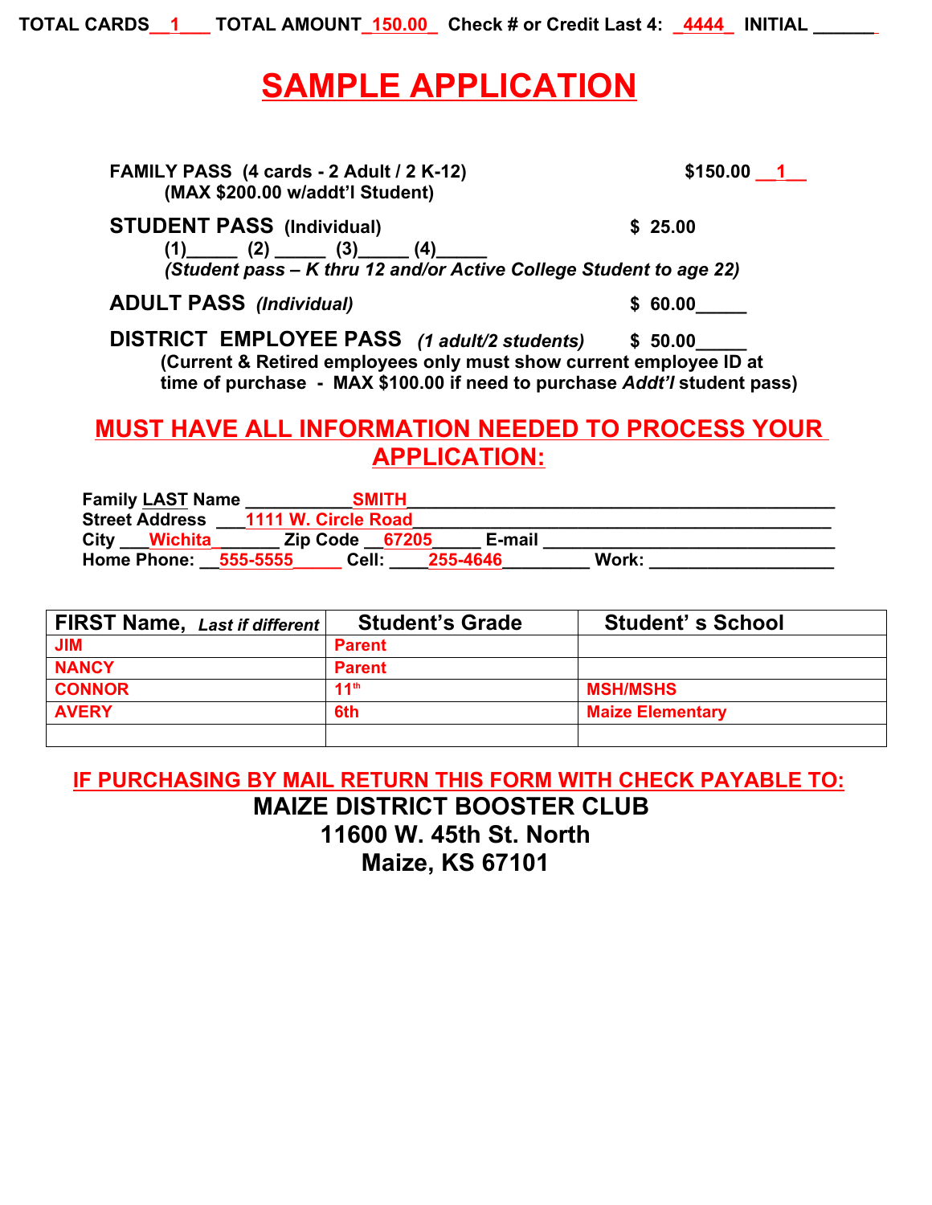TOTAL CARDS__1___ TOTAL AMOUNT_150.00_ Check # or Credit Last 4: _4444_ INITIAL ______

# SAMPLE APPLICATION

**FAMILY PASS (4 cards - 2 Adult / 2 K-12)** **$150.00 __1__**
**(MAX $200.00 w/addt'l Student)**

**STUDENT PASS (Individual)** **$ 25.00**
**(1)_____ (2) _____ (3)_____ (4)_____**
***(Student pass – K thru 12 and/or Active College Student to age 22)***

**ADULT PASS *(Individual)*** **$ 60.00_____**

**DISTRICT EMPLOYEE PASS *(1 adult/2 students)*** **$ 50.00_____**
**(Current & Retired employees only must show current employee ID at time of purchase - MAX $100.00 if need to purchase *Addt'l* student pass)**

## MUST HAVE ALL INFORMATION NEEDED TO PROCESS YOUR APPLICATION:

**Family LAST Name** ___________SMITH_____________________________________________
**Street Address** ___1111 W. Circle Road_______________________________________
**City** ___Wichita_______ **Zip Code** __67205_____ **E-mail** _______________________________
**Home Phone:** __555-5555_____ **Cell:** ____255-4646_________ **Work:** ___________________

| FIRST Name, *Last if different* | Student's Grade | Student' s School |
|---|---|---|
| JIM | Parent | |
| NANCY | Parent | |
| CONNOR | $11^{th}$ | MSH/MSHS |
| AVERY | 6th | Maize Elementary |
| | | |

**IF PURCHASING BY MAIL RETURN THIS FORM WITH CHECK PAYABLE TO:**

**MAIZE DISTRICT BOOSTER CLUB**
**11600 W. 45th St. North**
**Maize, KS 67101**